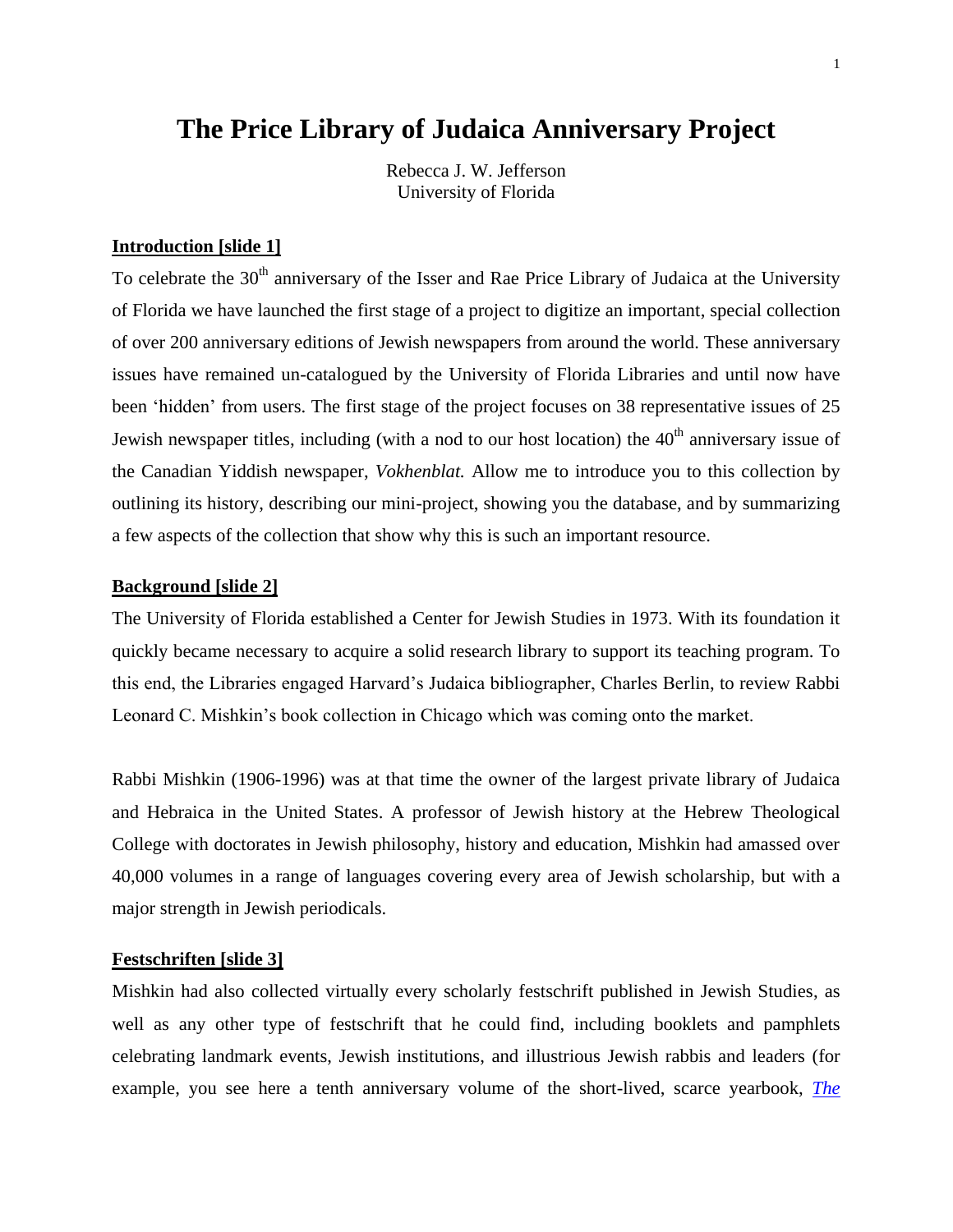# The Price Library of Judaica Anniversary Project

Rebecca J. W. Jefferson
University of Florida

## Introduction [slide 1]

To celebrate the 30th anniversary of the Isser and Rae Price Library of Judaica at the University of Florida we have launched the first stage of a project to digitize an important, special collection of over 200 anniversary editions of Jewish newspapers from around the world. These anniversary issues have remained un-catalogued by the University of Florida Libraries and until now have been 'hidden' from users. The first stage of the project focuses on 38 representative issues of 25 Jewish newspaper titles, including (with a nod to our host location) the 40th anniversary issue of the Canadian Yiddish newspaper, *Vokhenblat.* Allow me to introduce you to this collection by outlining its history, describing our mini-project, showing you the database, and by summarizing a few aspects of the collection that show why this is such an important resource.

## Background [slide 2]

The University of Florida established a Center for Jewish Studies in 1973. With its foundation it quickly became necessary to acquire a solid research library to support its teaching program. To this end, the Libraries engaged Harvard's Judaica bibliographer, Charles Berlin, to review Rabbi Leonard C. Mishkin's book collection in Chicago which was coming onto the market.

Rabbi Mishkin (1906-1996) was at that time the owner of the largest private library of Judaica and Hebraica in the United States. A professor of Jewish history at the Hebrew Theological College with doctorates in Jewish philosophy, history and education, Mishkin had amassed over 40,000 volumes in a range of languages covering every area of Jewish scholarship, but with a major strength in Jewish periodicals.

## Festschriften [slide 3]

Mishkin had also collected virtually every scholarly festschrift published in Jewish Studies, as well as any other type of festschrift that he could find, including booklets and pamphlets celebrating landmark events, Jewish institutions, and illustrious Jewish rabbis and leaders (for example, you see here a tenth anniversary volume of the short-lived, scarce yearbook, ***The***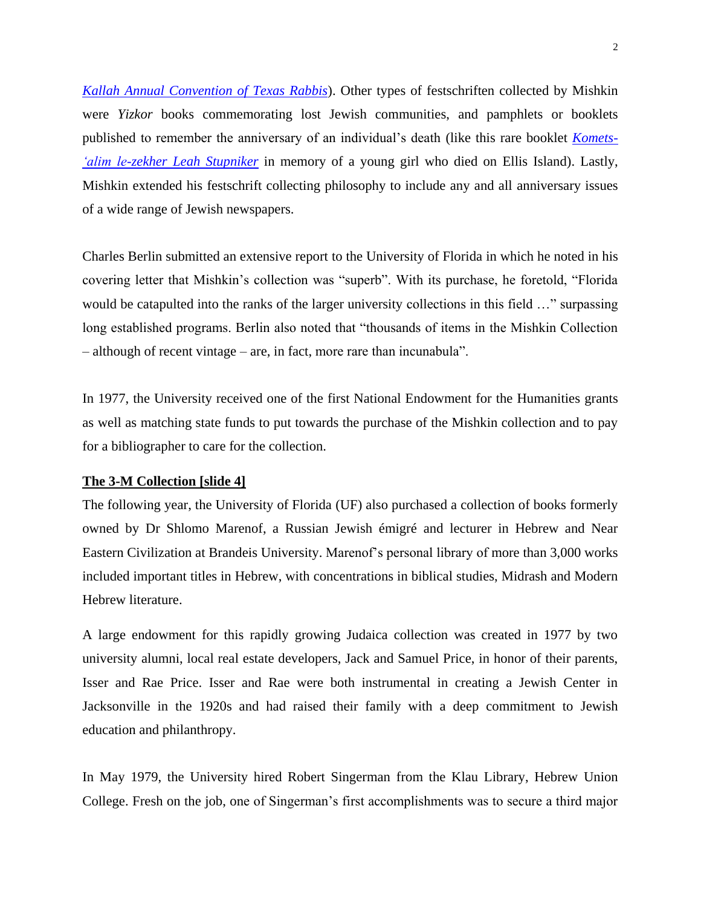*Kallah Annual Convention of Texas Rabbis*). Other types of festschriften collected by Mishkin were *Yizkor* books commemorating lost Jewish communities, and pamphlets or booklets published to remember the anniversary of an individual's death (like this rare booklet *Komets-'alim le-zekher Leah Stupniker* in memory of a young girl who died on Ellis Island). Lastly, Mishkin extended his festschrift collecting philosophy to include any and all anniversary issues of a wide range of Jewish newspapers.

Charles Berlin submitted an extensive report to the University of Florida in which he noted in his covering letter that Mishkin's collection was "superb". With its purchase, he foretold, "Florida would be catapulted into the ranks of the larger university collections in this field …" surpassing long established programs. Berlin also noted that "thousands of items in the Mishkin Collection – although of recent vintage – are, in fact, more rare than incunabula".

In 1977, the University received one of the first National Endowment for the Humanities grants as well as matching state funds to put towards the purchase of the Mishkin collection and to pay for a bibliographer to care for the collection.

**The 3-M Collection [slide 4]**

The following year, the University of Florida (UF) also purchased a collection of books formerly owned by Dr Shlomo Marenof, a Russian Jewish émigré and lecturer in Hebrew and Near Eastern Civilization at Brandeis University. Marenof's personal library of more than 3,000 works included important titles in Hebrew, with concentrations in biblical studies, Midrash and Modern Hebrew literature.

A large endowment for this rapidly growing Judaica collection was created in 1977 by two university alumni, local real estate developers, Jack and Samuel Price, in honor of their parents, Isser and Rae Price. Isser and Rae were both instrumental in creating a Jewish Center in Jacksonville in the 1920s and had raised their family with a deep commitment to Jewish education and philanthropy.

In May 1979, the University hired Robert Singerman from the Klau Library, Hebrew Union College. Fresh on the job, one of Singerman's first accomplishments was to secure a third major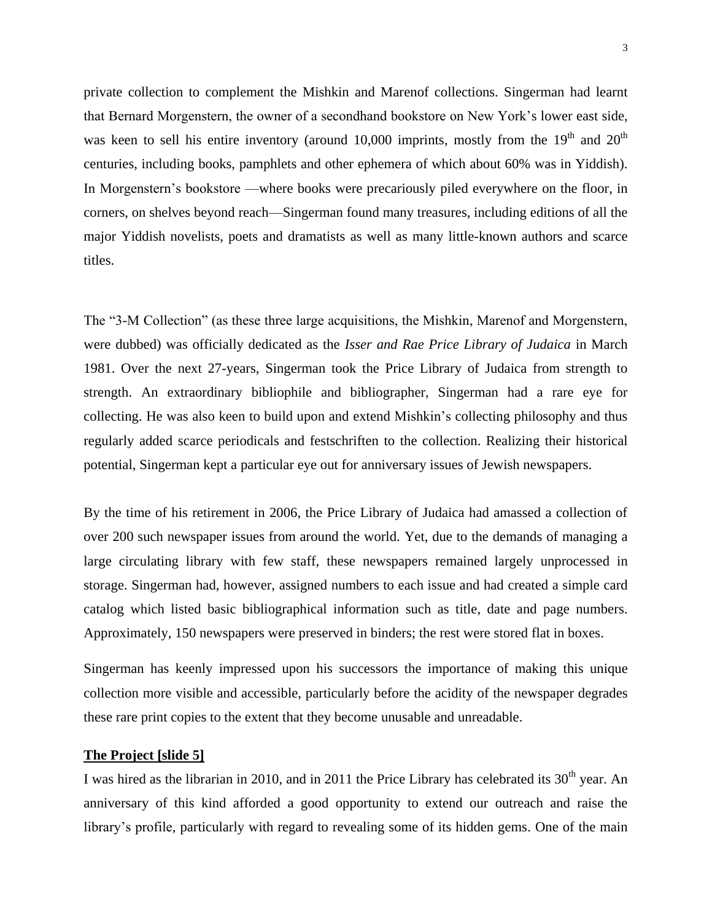private collection to complement the Mishkin and Marenof collections. Singerman had learnt that Bernard Morgenstern, the owner of a secondhand bookstore on New York's lower east side, was keen to sell his entire inventory (around 10,000 imprints, mostly from the 19th and 20th centuries, including books, pamphlets and other ephemera of which about 60% was in Yiddish). In Morgenstern's bookstore —where books were precariously piled everywhere on the floor, in corners, on shelves beyond reach—Singerman found many treasures, including editions of all the major Yiddish novelists, poets and dramatists as well as many little-known authors and scarce titles.

The "3-M Collection" (as these three large acquisitions, the Mishkin, Marenof and Morgenstern, were dubbed) was officially dedicated as the *Isser and Rae Price Library of Judaica* in March 1981. Over the next 27-years, Singerman took the Price Library of Judaica from strength to strength. An extraordinary bibliophile and bibliographer, Singerman had a rare eye for collecting. He was also keen to build upon and extend Mishkin's collecting philosophy and thus regularly added scarce periodicals and festschriften to the collection. Realizing their historical potential, Singerman kept a particular eye out for anniversary issues of Jewish newspapers.

By the time of his retirement in 2006, the Price Library of Judaica had amassed a collection of over 200 such newspaper issues from around the world. Yet, due to the demands of managing a large circulating library with few staff, these newspapers remained largely unprocessed in storage. Singerman had, however, assigned numbers to each issue and had created a simple card catalog which listed basic bibliographical information such as title, date and page numbers. Approximately, 150 newspapers were preserved in binders; the rest were stored flat in boxes.

Singerman has keenly impressed upon his successors the importance of making this unique collection more visible and accessible, particularly before the acidity of the newspaper degrades these rare print copies to the extent that they become unusable and unreadable.

**The Project [slide 5]**

I was hired as the librarian in 2010, and in 2011 the Price Library has celebrated its 30th year. An anniversary of this kind afforded a good opportunity to extend our outreach and raise the library's profile, particularly with regard to revealing some of its hidden gems. One of the main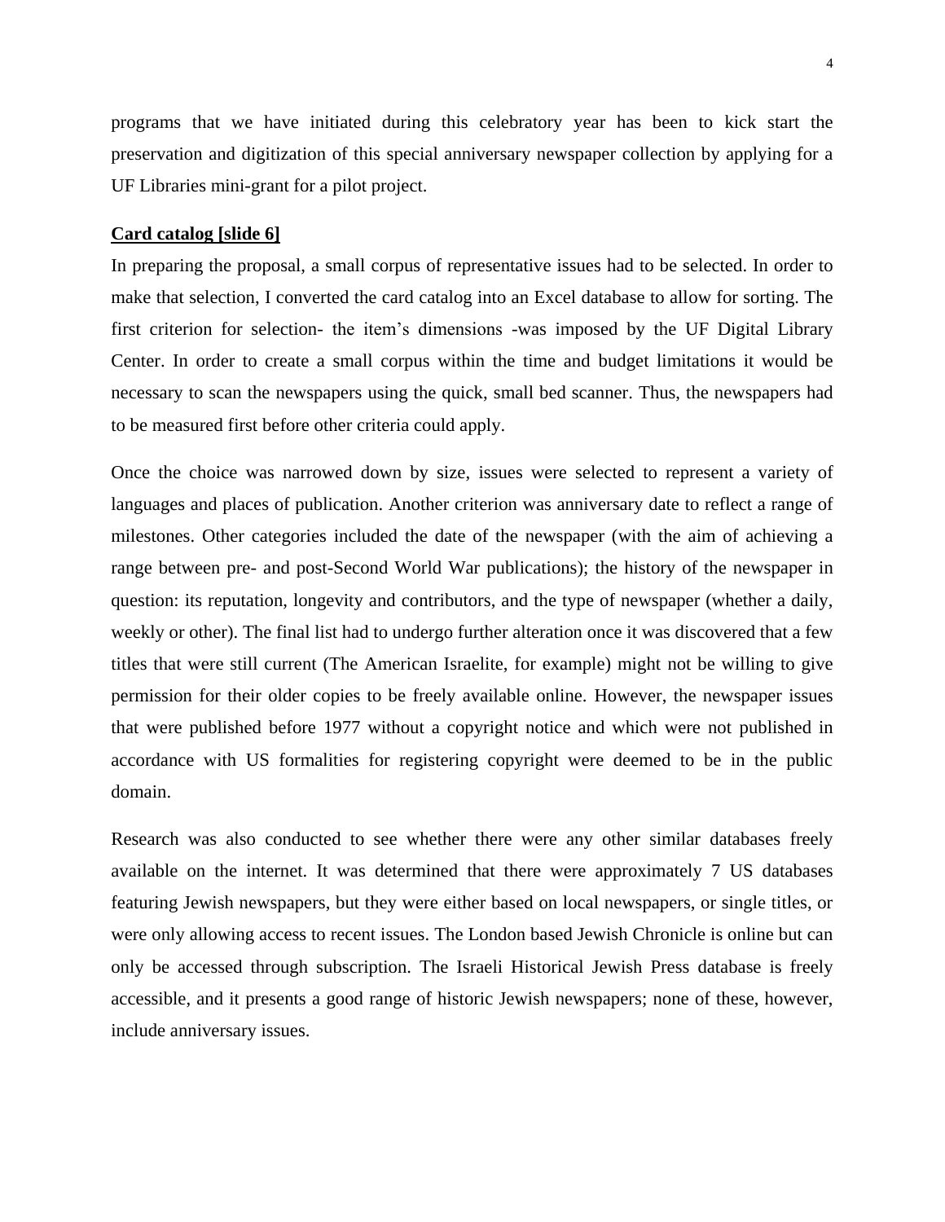programs that we have initiated during this celebratory year has been to kick start the preservation and digitization of this special anniversary newspaper collection by applying for a UF Libraries mini-grant for a pilot project.

**Card catalog [slide 6]**

In preparing the proposal, a small corpus of representative issues had to be selected. In order to make that selection, I converted the card catalog into an Excel database to allow for sorting. The first criterion for selection- the item's dimensions -was imposed by the UF Digital Library Center. In order to create a small corpus within the time and budget limitations it would be necessary to scan the newspapers using the quick, small bed scanner. Thus, the newspapers had to be measured first before other criteria could apply.

Once the choice was narrowed down by size, issues were selected to represent a variety of languages and places of publication. Another criterion was anniversary date to reflect a range of milestones. Other categories included the date of the newspaper (with the aim of achieving a range between pre- and post-Second World War publications); the history of the newspaper in question: its reputation, longevity and contributors, and the type of newspaper (whether a daily, weekly or other). The final list had to undergo further alteration once it was discovered that a few titles that were still current (The American Israelite, for example) might not be willing to give permission for their older copies to be freely available online. However, the newspaper issues that were published before 1977 without a copyright notice and which were not published in accordance with US formalities for registering copyright were deemed to be in the public domain.

Research was also conducted to see whether there were any other similar databases freely available on the internet. It was determined that there were approximately 7 US databases featuring Jewish newspapers, but they were either based on local newspapers, or single titles, or were only allowing access to recent issues. The London based Jewish Chronicle is online but can only be accessed through subscription. The Israeli Historical Jewish Press database is freely accessible, and it presents a good range of historic Jewish newspapers; none of these, however, include anniversary issues.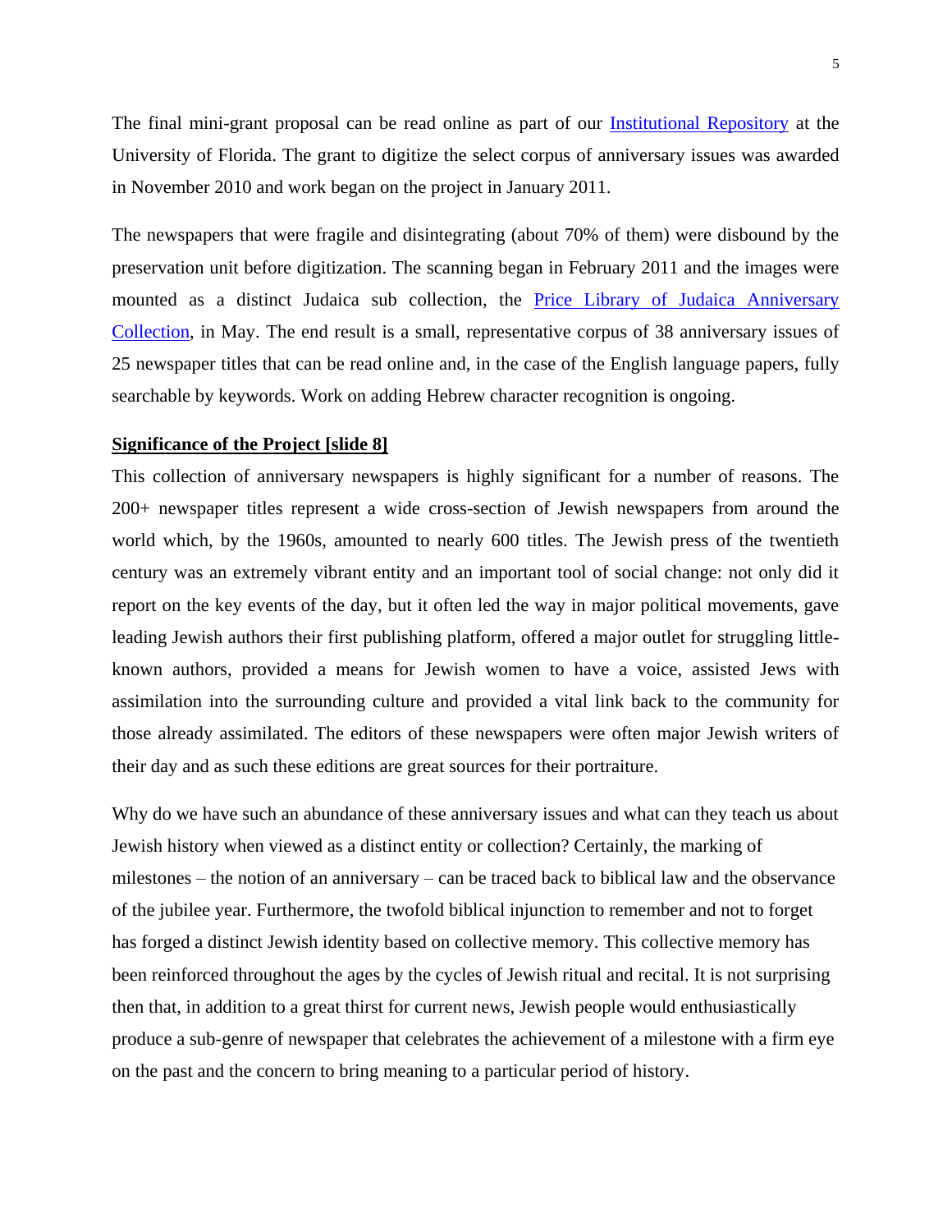The final mini-grant proposal can be read online as part of our Institutional Repository at the University of Florida. The grant to digitize the select corpus of anniversary issues was awarded in November 2010 and work began on the project in January 2011.

The newspapers that were fragile and disintegrating (about 70% of them) were disbound by the preservation unit before digitization. The scanning began in February 2011 and the images were mounted as a distinct Judaica sub collection, the Price Library of Judaica Anniversary Collection, in May. The end result is a small, representative corpus of 38 anniversary issues of 25 newspaper titles that can be read online and, in the case of the English language papers, fully searchable by keywords. Work on adding Hebrew character recognition is ongoing.

**Significance of the Project [slide 8]**

This collection of anniversary newspapers is highly significant for a number of reasons. The 200+ newspaper titles represent a wide cross-section of Jewish newspapers from around the world which, by the 1960s, amounted to nearly 600 titles. The Jewish press of the twentieth century was an extremely vibrant entity and an important tool of social change: not only did it report on the key events of the day, but it often led the way in major political movements, gave leading Jewish authors their first publishing platform, offered a major outlet for struggling little-known authors, provided a means for Jewish women to have a voice, assisted Jews with assimilation into the surrounding culture and provided a vital link back to the community for those already assimilated. The editors of these newspapers were often major Jewish writers of their day and as such these editions are great sources for their portraiture.

Why do we have such an abundance of these anniversary issues and what can they teach us about Jewish history when viewed as a distinct entity or collection? Certainly, the marking of milestones – the notion of an anniversary – can be traced back to biblical law and the observance of the jubilee year. Furthermore, the twofold biblical injunction to remember and not to forget has forged a distinct Jewish identity based on collective memory. This collective memory has been reinforced throughout the ages by the cycles of Jewish ritual and recital. It is not surprising then that, in addition to a great thirst for current news, Jewish people would enthusiastically produce a sub-genre of newspaper that celebrates the achievement of a milestone with a firm eye on the past and the concern to bring meaning to a particular period of history.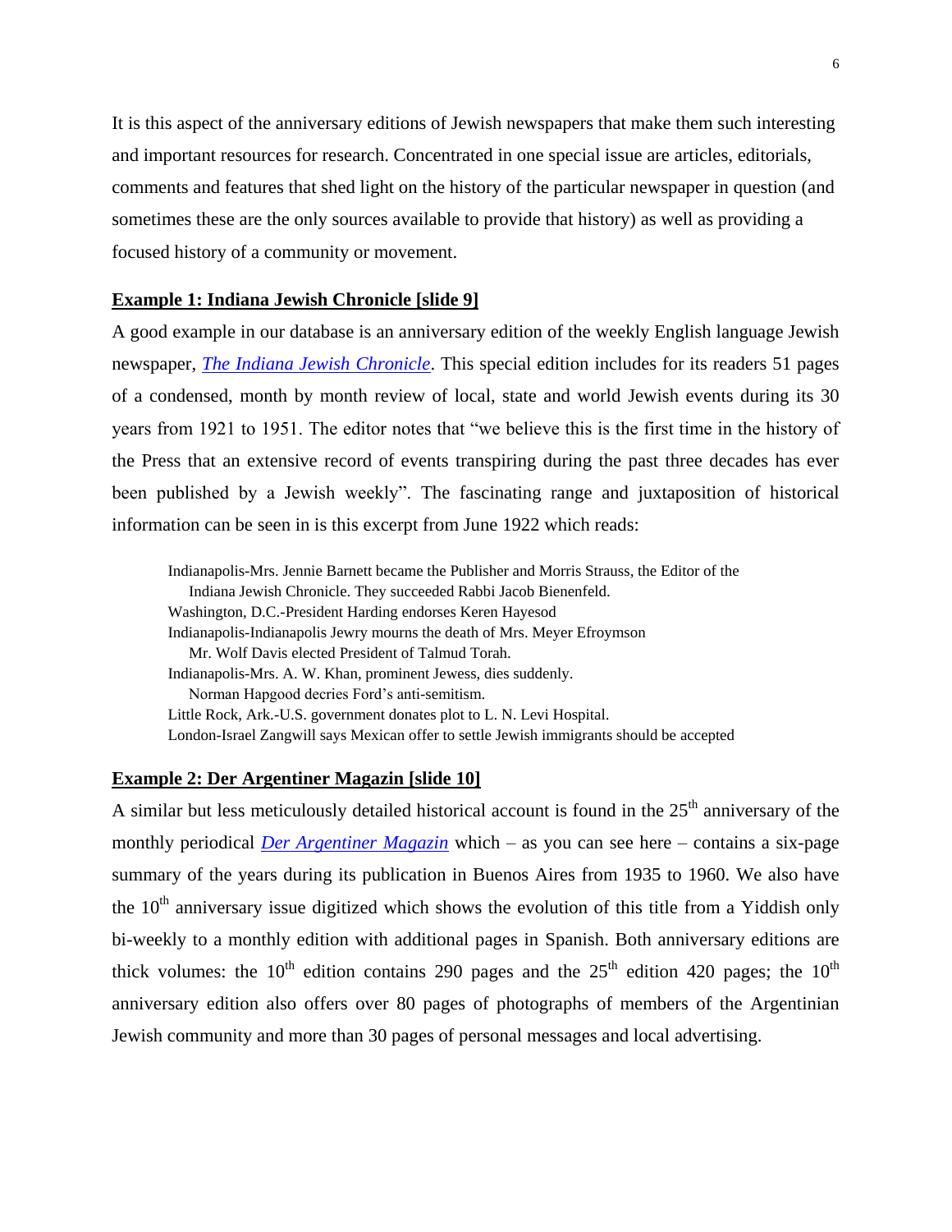It is this aspect of the anniversary editions of Jewish newspapers that make them such interesting and important resources for research. Concentrated in one special issue are articles, editorials, comments and features that shed light on the history of the particular newspaper in question (and sometimes these are the only sources available to provide that history) as well as providing a focused history of a community or movement.

**Example 1: Indiana Jewish Chronicle [slide 9]**

A good example in our database is an anniversary edition of the weekly English language Jewish newspaper, *The Indiana Jewish Chronicle*. This special edition includes for its readers 51 pages of a condensed, month by month review of local, state and world Jewish events during its 30 years from 1921 to 1951. The editor notes that "we believe this is the first time in the history of the Press that an extensive record of events transpiring during the past three decades has ever been published by a Jewish weekly". The fascinating range and juxtaposition of historical information can be seen in is this excerpt from June 1922 which reads:

> Indianapolis-Mrs. Jennie Barnett became the Publisher and Morris Strauss, the Editor of the Indiana Jewish Chronicle. They succeeded Rabbi Jacob Bienenfeld.
> Washington, D.C.-President Harding endorses Keren Hayesod
> Indianapolis-Indianapolis Jewry mourns the death of Mrs. Meyer Efroymson
> Mr. Wolf Davis elected President of Talmud Torah.
> Indianapolis-Mrs. A. W. Khan, prominent Jewess, dies suddenly.
> Norman Hapgood decries Ford's anti-semitism.
> Little Rock, Ark.-U.S. government donates plot to L. N. Levi Hospital.
> London-Israel Zangwill says Mexican offer to settle Jewish immigrants should be accepted

**Example 2: Der Argentiner Magazin [slide 10]**

A similar but less meticulously detailed historical account is found in the 25th anniversary of the monthly periodical *Der Argentiner Magazin* which – as you can see here – contains a six-page summary of the years during its publication in Buenos Aires from 1935 to 1960. We also have the 10th anniversary issue digitized which shows the evolution of this title from a Yiddish only bi-weekly to a monthly edition with additional pages in Spanish. Both anniversary editions are thick volumes: the 10th edition contains 290 pages and the 25th edition 420 pages; the 10th anniversary edition also offers over 80 pages of photographs of members of the Argentinian Jewish community and more than 30 pages of personal messages and local advertising.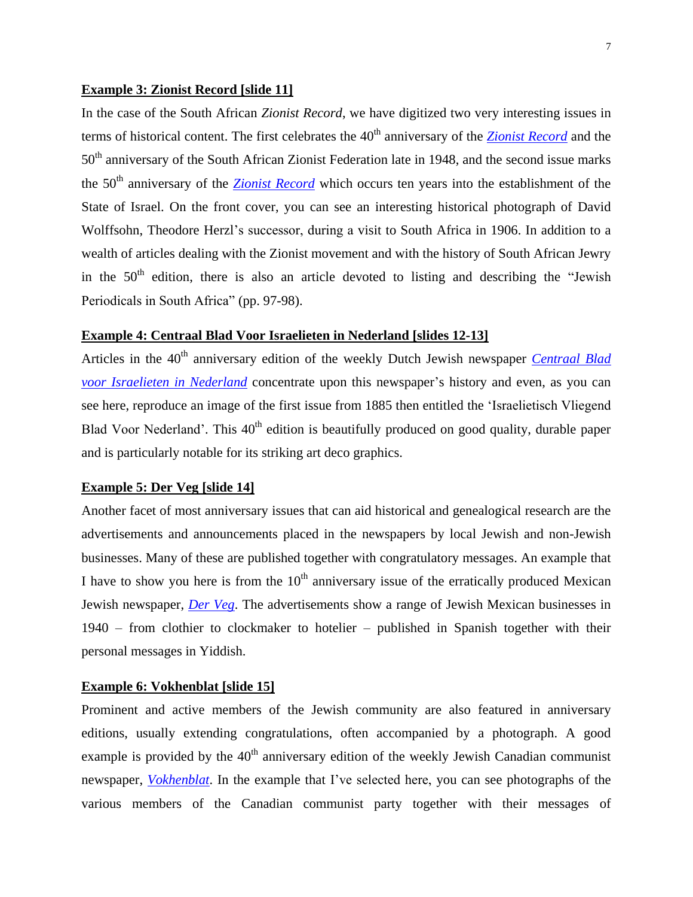**Example 3: Zionist Record [slide 11]**

In the case of the South African *Zionist Record*, we have digitized two very interesting issues in terms of historical content. The first celebrates the 40th anniversary of the *Zionist Record* and the 50th anniversary of the South African Zionist Federation late in 1948, and the second issue marks the 50th anniversary of the *Zionist Record* which occurs ten years into the establishment of the State of Israel. On the front cover, you can see an interesting historical photograph of David Wolffsohn, Theodore Herzl's successor, during a visit to South Africa in 1906. In addition to a wealth of articles dealing with the Zionist movement and with the history of South African Jewry in the 50th edition, there is also an article devoted to listing and describing the "Jewish Periodicals in South Africa" (pp. 97-98).

**Example 4: Centraal Blad Voor Israelieten in Nederland [slides 12-13]**

Articles in the 40th anniversary edition of the weekly Dutch Jewish newspaper *Centraal Blad voor Israelieten in Nederland* concentrate upon this newspaper's history and even, as you can see here, reproduce an image of the first issue from 1885 then entitled the 'Israelietisch Vliegend Blad Voor Nederland'. This 40th edition is beautifully produced on good quality, durable paper and is particularly notable for its striking art deco graphics.

**Example 5: Der Veg [slide 14]**

Another facet of most anniversary issues that can aid historical and genealogical research are the advertisements and announcements placed in the newspapers by local Jewish and non-Jewish businesses. Many of these are published together with congratulatory messages. An example that I have to show you here is from the 10th anniversary issue of the erratically produced Mexican Jewish newspaper, *Der Veg*. The advertisements show a range of Jewish Mexican businesses in 1940 – from clothier to clockmaker to hotelier – published in Spanish together with their personal messages in Yiddish.

**Example 6: Vokhenblat [slide 15]**

Prominent and active members of the Jewish community are also featured in anniversary editions, usually extending congratulations, often accompanied by a photograph. A good example is provided by the 40th anniversary edition of the weekly Jewish Canadian communist newspaper, *Vokhenblat*. In the example that I've selected here, you can see photographs of the various members of the Canadian communist party together with their messages of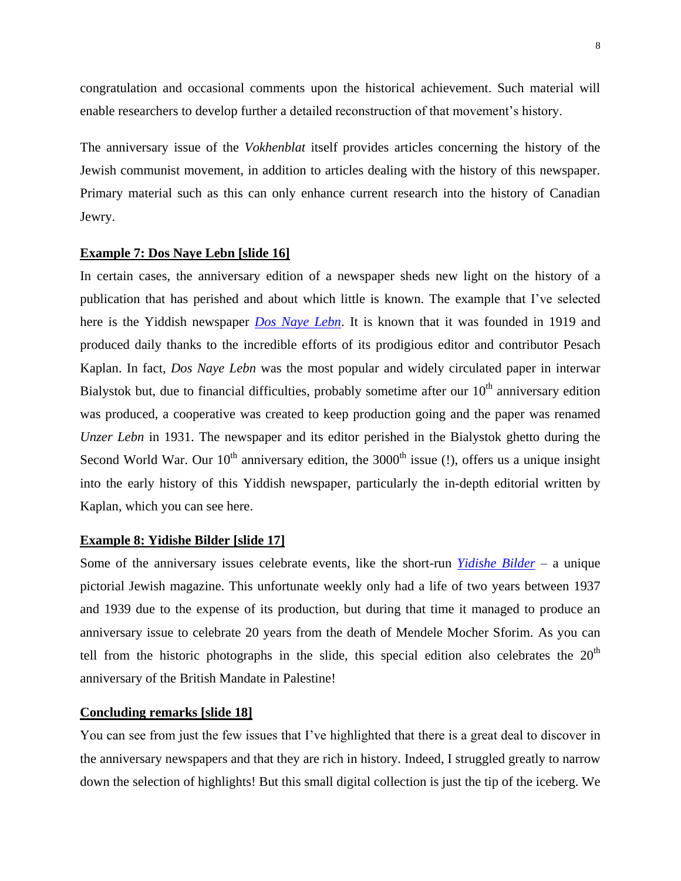congratulation and occasional comments upon the historical achievement. Such material will enable researchers to develop further a detailed reconstruction of that movement's history.

The anniversary issue of the *Vokhenblat* itself provides articles concerning the history of the Jewish communist movement, in addition to articles dealing with the history of this newspaper. Primary material such as this can only enhance current research into the history of Canadian Jewry.

**Example 7: Dos Naye Lebn [slide 16]**

In certain cases, the anniversary edition of a newspaper sheds new light on the history of a publication that has perished and about which little is known. The example that I've selected here is the Yiddish newspaper *Dos Naye Lebn*. It is known that it was founded in 1919 and produced daily thanks to the incredible efforts of its prodigious editor and contributor Pesach Kaplan. In fact, *Dos Naye Lebn* was the most popular and widely circulated paper in interwar Bialystok but, due to financial difficulties, probably sometime after our 10th anniversary edition was produced, a cooperative was created to keep production going and the paper was renamed *Unzer Lebn* in 1931. The newspaper and its editor perished in the Bialystok ghetto during the Second World War. Our 10th anniversary edition, the 3000th issue (!), offers us a unique insight into the early history of this Yiddish newspaper, particularly the in-depth editorial written by Kaplan, which you can see here.

**Example 8: Yidishe Bilder [slide 17]**

Some of the anniversary issues celebrate events, like the short-run *Yidishe Bilder* – a unique pictorial Jewish magazine. This unfortunate weekly only had a life of two years between 1937 and 1939 due to the expense of its production, but during that time it managed to produce an anniversary issue to celebrate 20 years from the death of Mendele Mocher Sforim. As you can tell from the historic photographs in the slide, this special edition also celebrates the 20th anniversary of the British Mandate in Palestine!

**Concluding remarks [slide 18]**

You can see from just the few issues that I've highlighted that there is a great deal to discover in the anniversary newspapers and that they are rich in history. Indeed, I struggled greatly to narrow down the selection of highlights! But this small digital collection is just the tip of the iceberg. We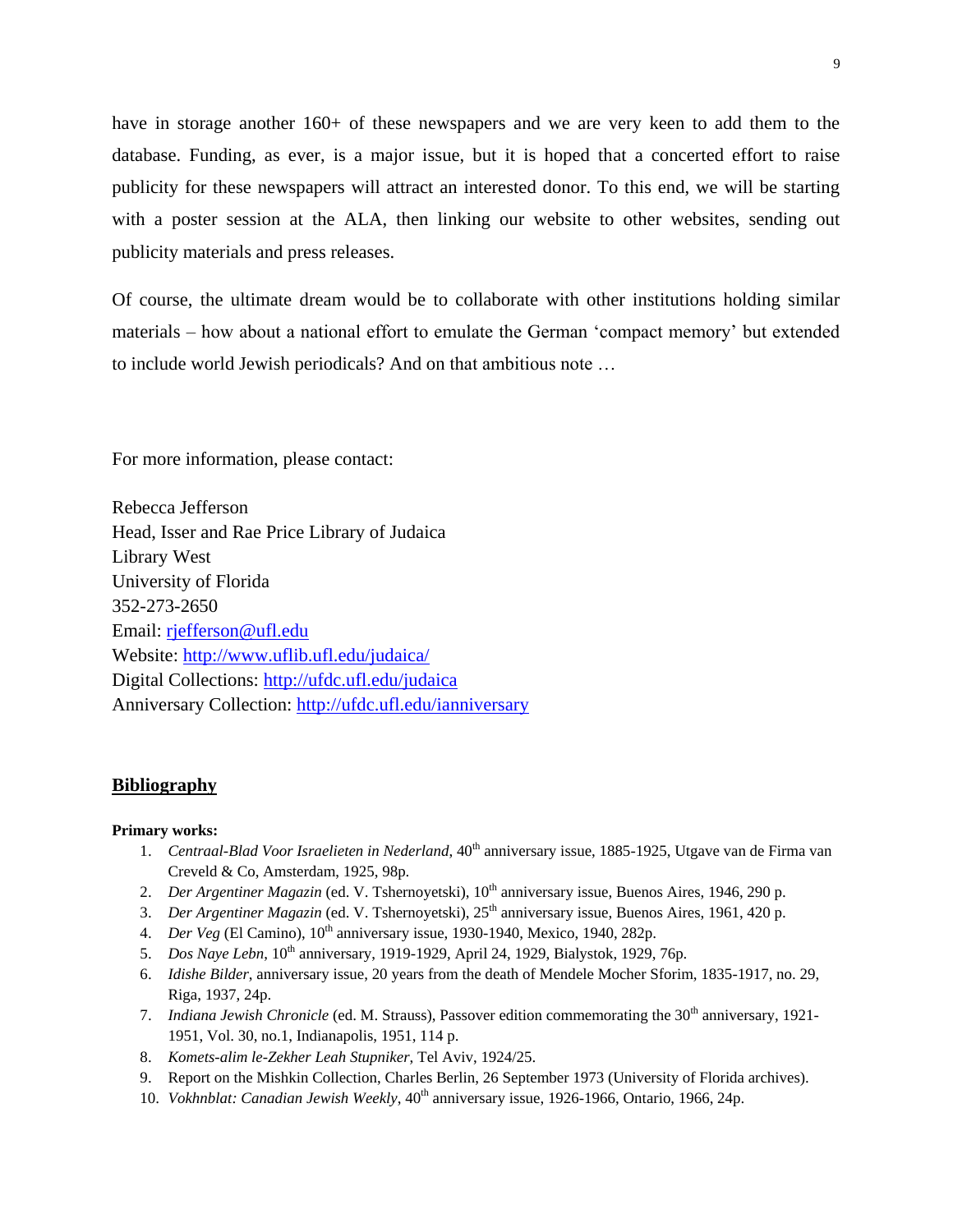have in storage another 160+ of these newspapers and we are very keen to add them to the database. Funding, as ever, is a major issue, but it is hoped that a concerted effort to raise publicity for these newspapers will attract an interested donor. To this end, we will be starting with a poster session at the ALA, then linking our website to other websites, sending out publicity materials and press releases.

Of course, the ultimate dream would be to collaborate with other institutions holding similar materials – how about a national effort to emulate the German 'compact memory' but extended to include world Jewish periodicals? And on that ambitious note …

For more information, please contact:

Rebecca Jefferson
Head, Isser and Rae Price Library of Judaica
Library West
University of Florida
352-273-2650
Email: rjefferson@ufl.edu
Website: http://www.uflib.ufl.edu/judaica/
Digital Collections: http://ufdc.ufl.edu/judaica
Anniversary Collection: http://ufdc.ufl.edu/ianniversary

## Bibliography

**Primary works:**

1. *Centraal-Blad Voor Israelieten in Nederland*, 40th anniversary issue, 1885-1925, Utgave van de Firma van Creveld & Co, Amsterdam, 1925, 98p.
2. *Der Argentiner Magazin* (ed. V. Tshernoyetski), 10th anniversary issue, Buenos Aires, 1946, 290 p.
3. *Der Argentiner Magazin* (ed. V. Tshernoyetski), 25th anniversary issue, Buenos Aires, 1961, 420 p.
4. *Der Veg* (El Camino), 10th anniversary issue, 1930-1940, Mexico, 1940, 282p.
5. *Dos Naye Lebn*, 10th anniversary, 1919-1929, April 24, 1929, Bialystok, 1929, 76p.
6. *Idishe Bilder*, anniversary issue, 20 years from the death of Mendele Mocher Sforim, 1835-1917, no. 29, Riga, 1937, 24p.
7. *Indiana Jewish Chronicle* (ed. M. Strauss), Passover edition commemorating the 30th anniversary, 1921-1951, Vol. 30, no.1, Indianapolis, 1951, 114 p.
8. *Komets-alim le-Zekher Leah Stupniker*, Tel Aviv, 1924/25.
9. Report on the Mishkin Collection, Charles Berlin, 26 September 1973 (University of Florida archives).
10. *Vokhnblat: Canadian Jewish Weekly*, 40th anniversary issue, 1926-1966, Ontario, 1966, 24p.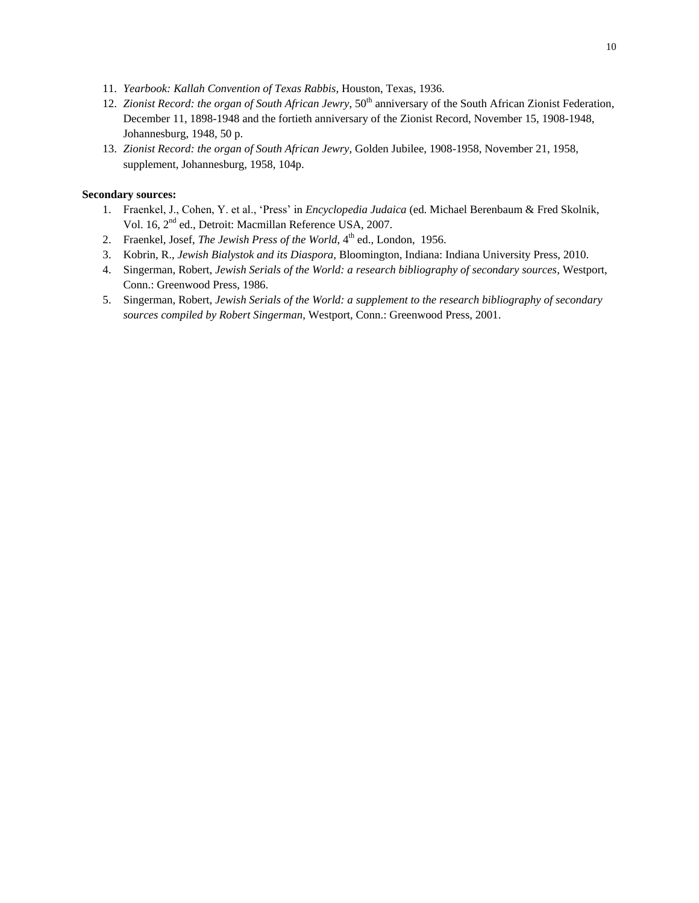11. *Yearbook: Kallah Convention of Texas Rabbis*, Houston, Texas, 1936.
12. *Zionist Record: the organ of South African Jewry*, 50th anniversary of the South African Zionist Federation, December 11, 1898-1948 and the fortieth anniversary of the Zionist Record, November 15, 1908-1948, Johannesburg, 1948, 50 p.
13. *Zionist Record: the organ of South African Jewry,* Golden Jubilee, 1908-1958, November 21, 1958, supplement, Johannesburg, 1958, 104p.

**Secondary sources:**

1. Fraenkel, J., Cohen, Y. et al., 'Press' in *Encyclopedia Judaica* (ed. Michael Berenbaum & Fred Skolnik, Vol. 16, 2nd ed., Detroit: Macmillan Reference USA, 2007.
2. Fraenkel, Josef, *The Jewish Press of the World*, 4th ed., London, 1956.
3. Kobrin, R., *Jewish Bialystok and its Diaspora*, Bloomington, Indiana: Indiana University Press, 2010.
4. Singerman, Robert, *Jewish Serials of the World: a research bibliography of secondary sources*, Westport, Conn.: Greenwood Press, 1986.
5. Singerman, Robert, *Jewish Serials of the World: a supplement to the research bibliography of secondary sources compiled by Robert Singerman*, Westport, Conn.: Greenwood Press, 2001.